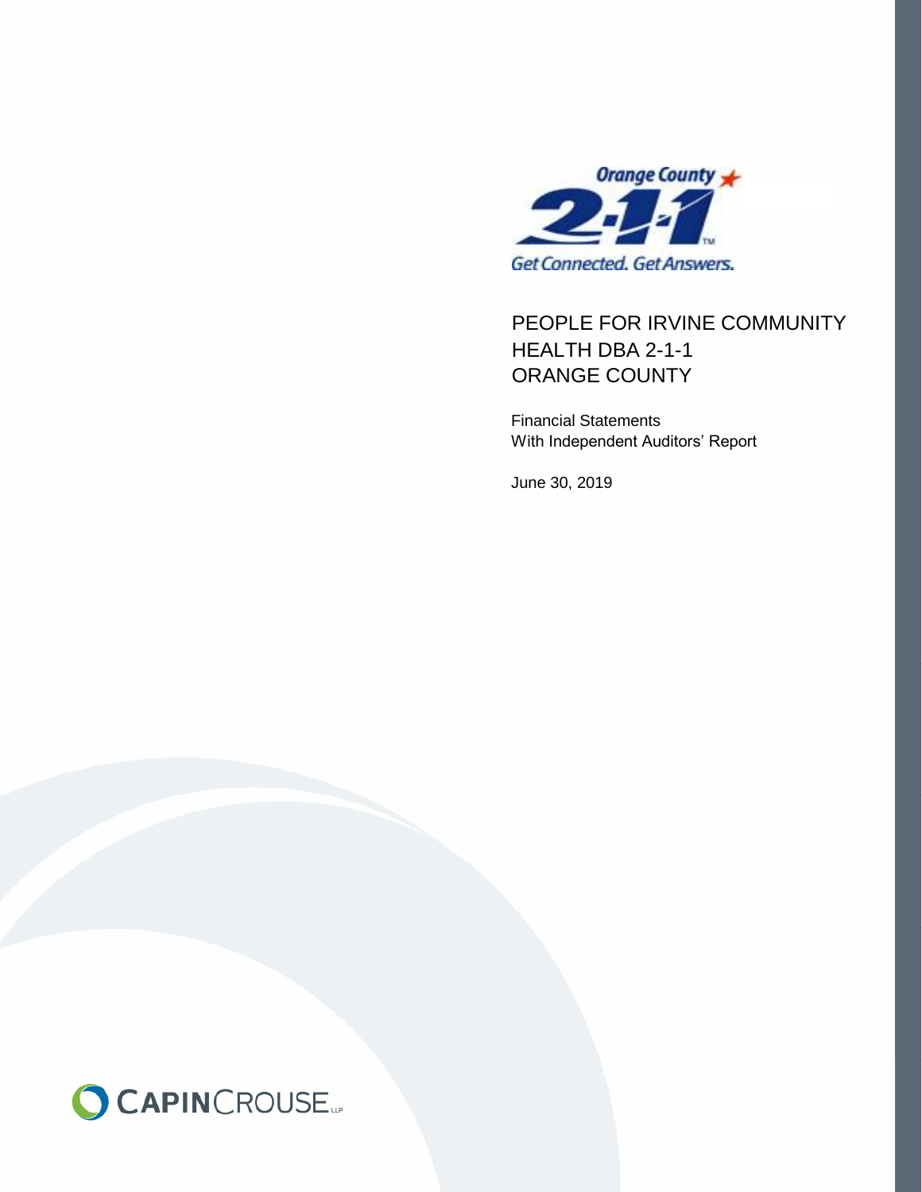Orange County 2-1-1

Get Connected. Get Answers.

# PEOPLE FOR IRVINE COMMUNITY HEALTH DBA 2-1-1 ORANGE COUNTY

Financial Statements
With Independent Auditors' Report

June 30, 2019

CAPINCROUSE LLP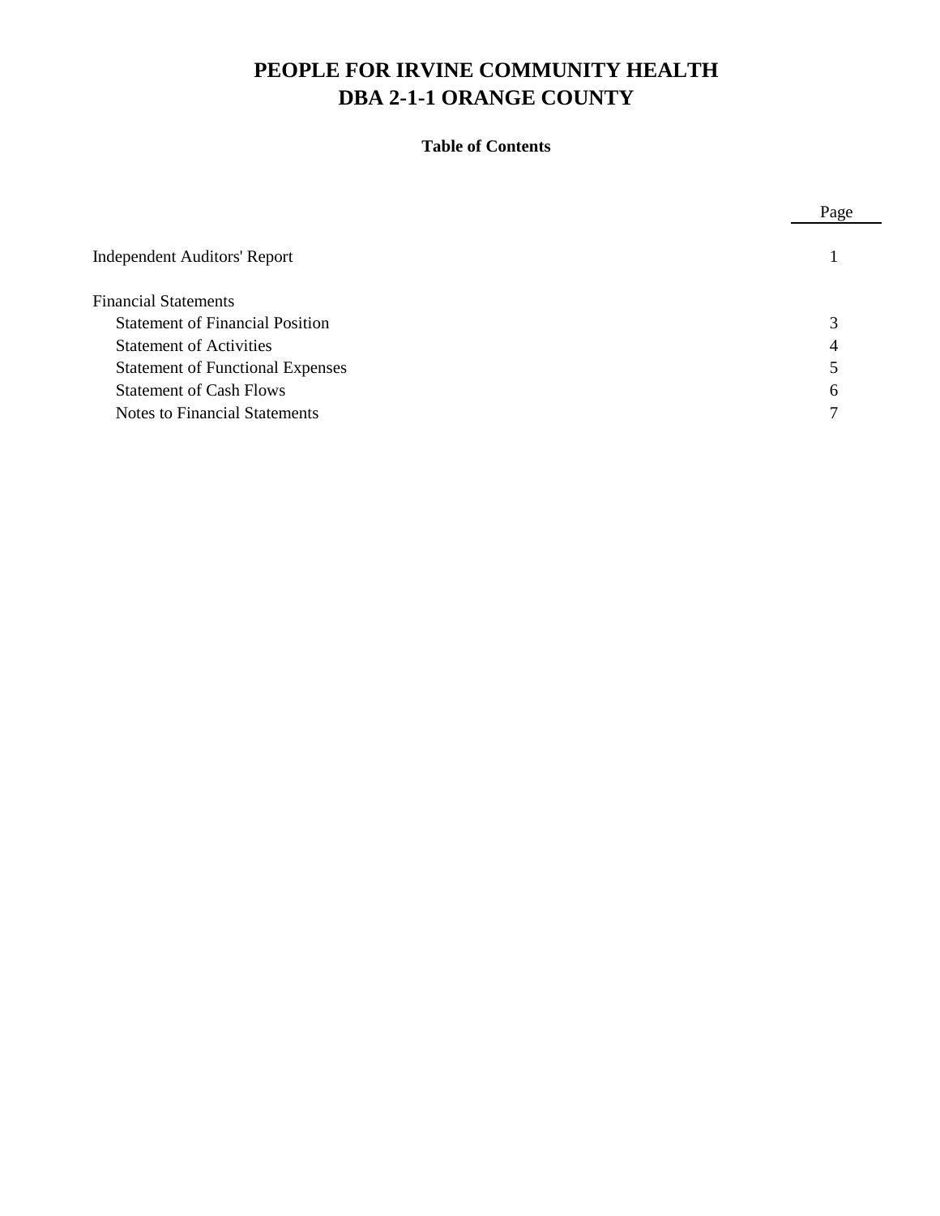# PEOPLE FOR IRVINE COMMUNITY HEALTH
# DBA 2-1-1 ORANGE COUNTY

**Table of Contents**

| | Page |
|---|---|
| Independent Auditors' Report | 1 |
| Financial Statements | |
| Statement of Financial Position | 3 |
| Statement of Activities | 4 |
| Statement of Functional Expenses | 5 |
| Statement of Cash Flows | 6 |
| Notes to Financial Statements | 7 |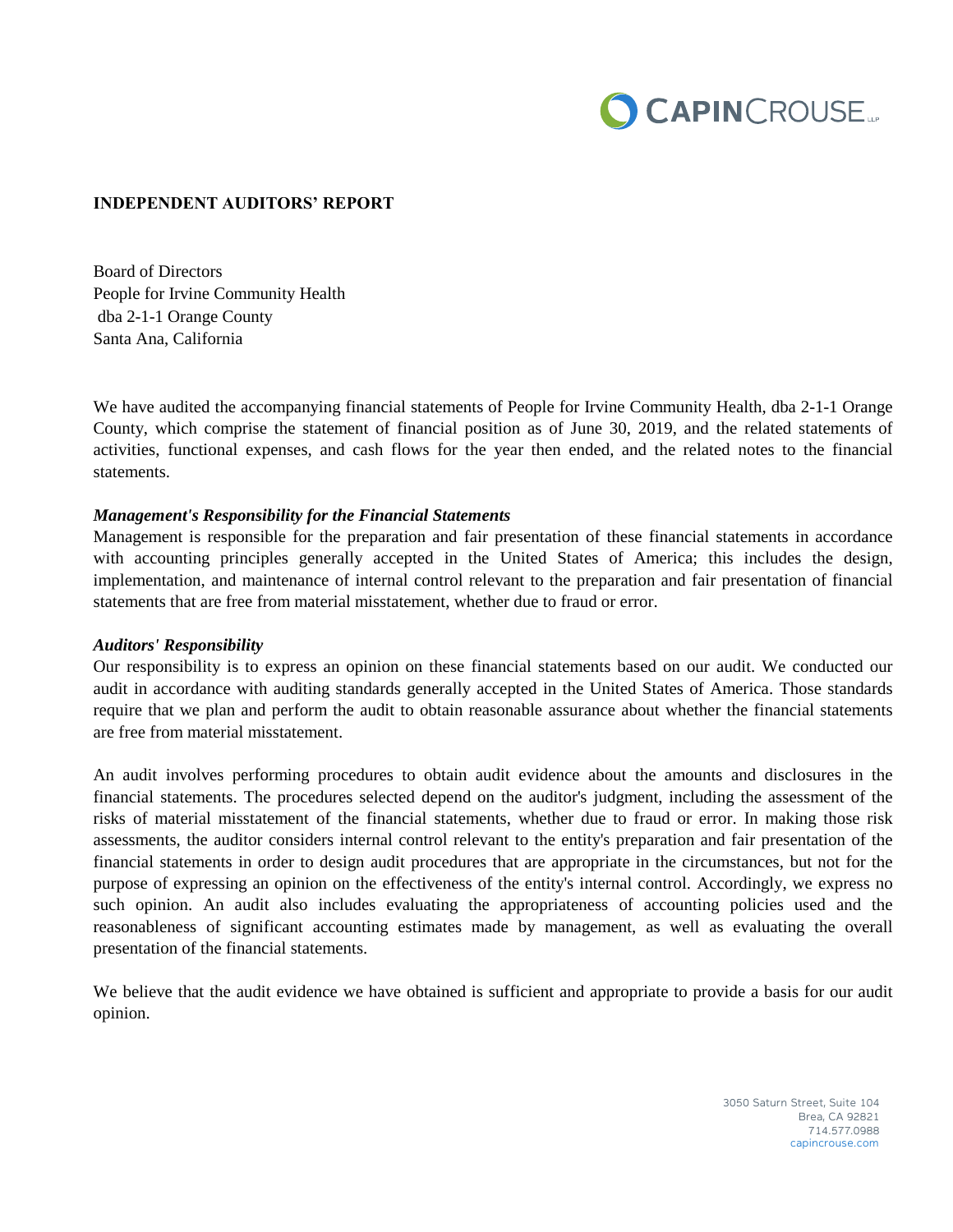CAPINCROUSE LLP

# INDEPENDENT AUDITORS' REPORT

Board of Directors
People for Irvine Community Health
dba 2-1-1 Orange County
Santa Ana, California

We have audited the accompanying financial statements of People for Irvine Community Health, dba 2-1-1 Orange County, which comprise the statement of financial position as of June 30, 2019, and the related statements of activities, functional expenses, and cash flows for the year then ended, and the related notes to the financial statements.

***Management's Responsibility for the Financial Statements***

Management is responsible for the preparation and fair presentation of these financial statements in accordance with accounting principles generally accepted in the United States of America; this includes the design, implementation, and maintenance of internal control relevant to the preparation and fair presentation of financial statements that are free from material misstatement, whether due to fraud or error.

***Auditors' Responsibility***

Our responsibility is to express an opinion on these financial statements based on our audit. We conducted our audit in accordance with auditing standards generally accepted in the United States of America. Those standards require that we plan and perform the audit to obtain reasonable assurance about whether the financial statements are free from material misstatement.

An audit involves performing procedures to obtain audit evidence about the amounts and disclosures in the financial statements. The procedures selected depend on the auditor's judgment, including the assessment of the risks of material misstatement of the financial statements, whether due to fraud or error. In making those risk assessments, the auditor considers internal control relevant to the entity's preparation and fair presentation of the financial statements in order to design audit procedures that are appropriate in the circumstances, but not for the purpose of expressing an opinion on the effectiveness of the entity's internal control. Accordingly, we express no such opinion. An audit also includes evaluating the appropriateness of accounting policies used and the reasonableness of significant accounting estimates made by management, as well as evaluating the overall presentation of the financial statements.

We believe that the audit evidence we have obtained is sufficient and appropriate to provide a basis for our audit opinion.

3050 Saturn Street, Suite 104
Brea, CA 92821
714.577.0988
capincrouse.com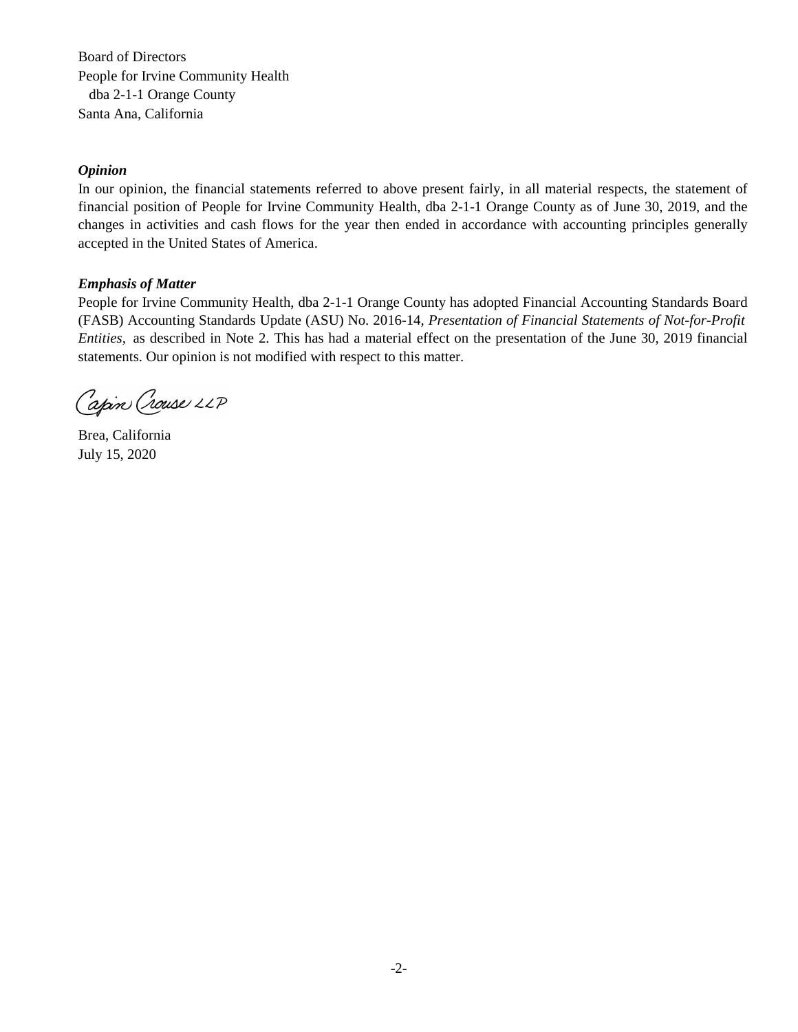Board of Directors
People for Irvine Community Health
dba 2-1-1 Orange County
Santa Ana, California

***Opinion***

In our opinion, the financial statements referred to above present fairly, in all material respects, the statement of financial position of People for Irvine Community Health, dba 2-1-1 Orange County as of June 30, 2019, and the changes in activities and cash flows for the year then ended in accordance with accounting principles generally accepted in the United States of America.

***Emphasis of Matter***

People for Irvine Community Health, dba 2-1-1 Orange County has adopted Financial Accounting Standards Board (FASB) Accounting Standards Update (ASU) No. 2016-14, *Presentation of Financial Statements of Not-for-Profit Entities*, as described in Note 2. This has had a material effect on the presentation of the June 30, 2019 financial statements. Our opinion is not modified with respect to this matter.

Capin Crouse LLP

Brea, California
July 15, 2020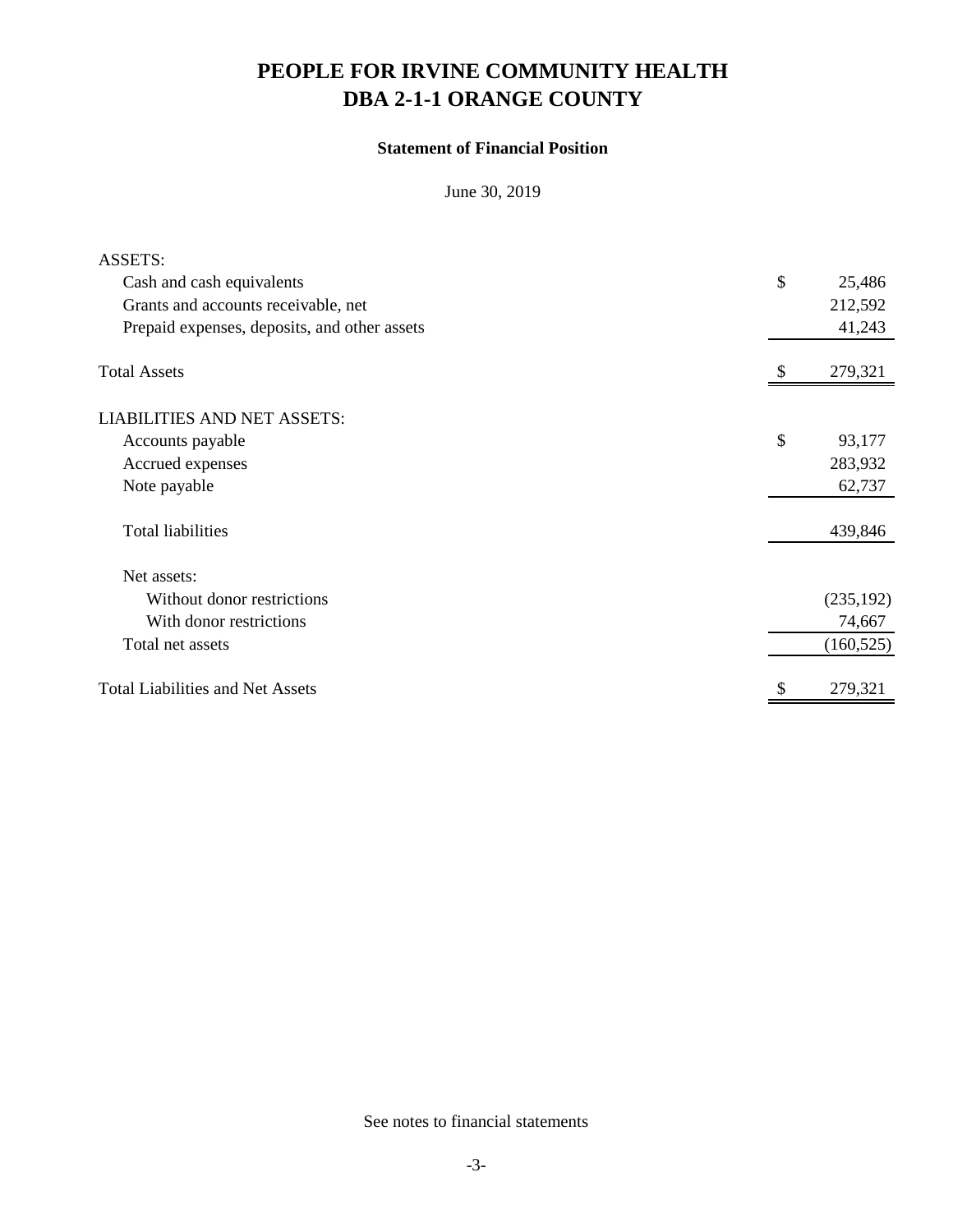# PEOPLE FOR IRVINE COMMUNITY HEALTH
# DBA 2-1-1 ORANGE COUNTY

### Statement of Financial Position

June 30, 2019

| | |
|---|---|
| ASSETS: | |
| Cash and cash equivalents | $ 25,486 |
| Grants and accounts receivable, net | 212,592 |
| Prepaid expenses, deposits, and other assets | 41,243 |
| **Total Assets** | $ 279,321 |
| LIABILITIES AND NET ASSETS: | |
| Accounts payable | $ 93,177 |
| Accrued expenses | 283,932 |
| Note payable | 62,737 |
| Total liabilities | 439,846 |
| Net assets: | |
| Without donor restrictions | (235,192) |
| With donor restrictions | 74,667 |
| Total net assets | (160,525) |
| **Total Liabilities and Net Assets** | $ 279,321 |

See notes to financial statements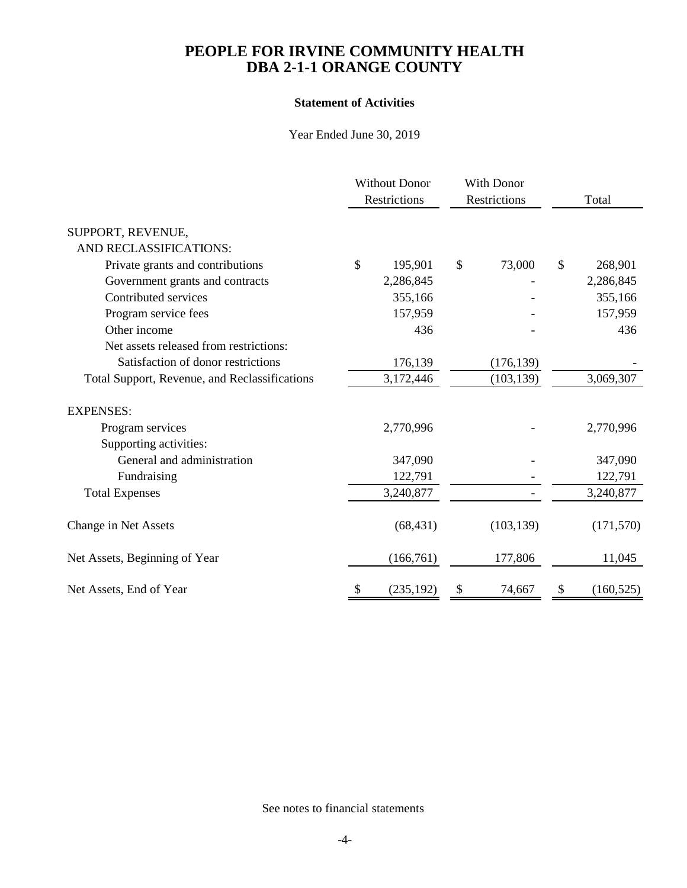# PEOPLE FOR IRVINE COMMUNITY HEALTH
# DBA 2-1-1 ORANGE COUNTY

### Statement of Activities

Year Ended June 30, 2019

| | Without Donor Restrictions | With Donor Restrictions | Total |
|---|---|---|---|
| SUPPORT, REVENUE, AND RECLASSIFICATIONS: | | | |
| Private grants and contributions | $ 195,901 | $ 73,000 | $ 268,901 |
| Government grants and contracts | 2,286,845 | - | 2,286,845 |
| Contributed services | 355,166 | - | 355,166 |
| Program service fees | 157,959 | - | 157,959 |
| Other income | 436 | - | 436 |
| Net assets released from restrictions: | | | |
| Satisfaction of donor restrictions | 176,139 | (176,139) | - |
| Total Support, Revenue, and Reclassifications | 3,172,446 | (103,139) | 3,069,307 |
| EXPENSES: | | | |
| Program services | 2,770,996 | - | 2,770,996 |
| Supporting activities: | | | |
| General and administration | 347,090 | - | 347,090 |
| Fundraising | 122,791 | - | 122,791 |
| Total Expenses | 3,240,877 | - | 3,240,877 |
| Change in Net Assets | (68,431) | (103,139) | (171,570) |
| Net Assets, Beginning of Year | (166,761) | 177,806 | 11,045 |
| Net Assets, End of Year | $ (235,192) | $ 74,667 | $ (160,525) |

See notes to financial statements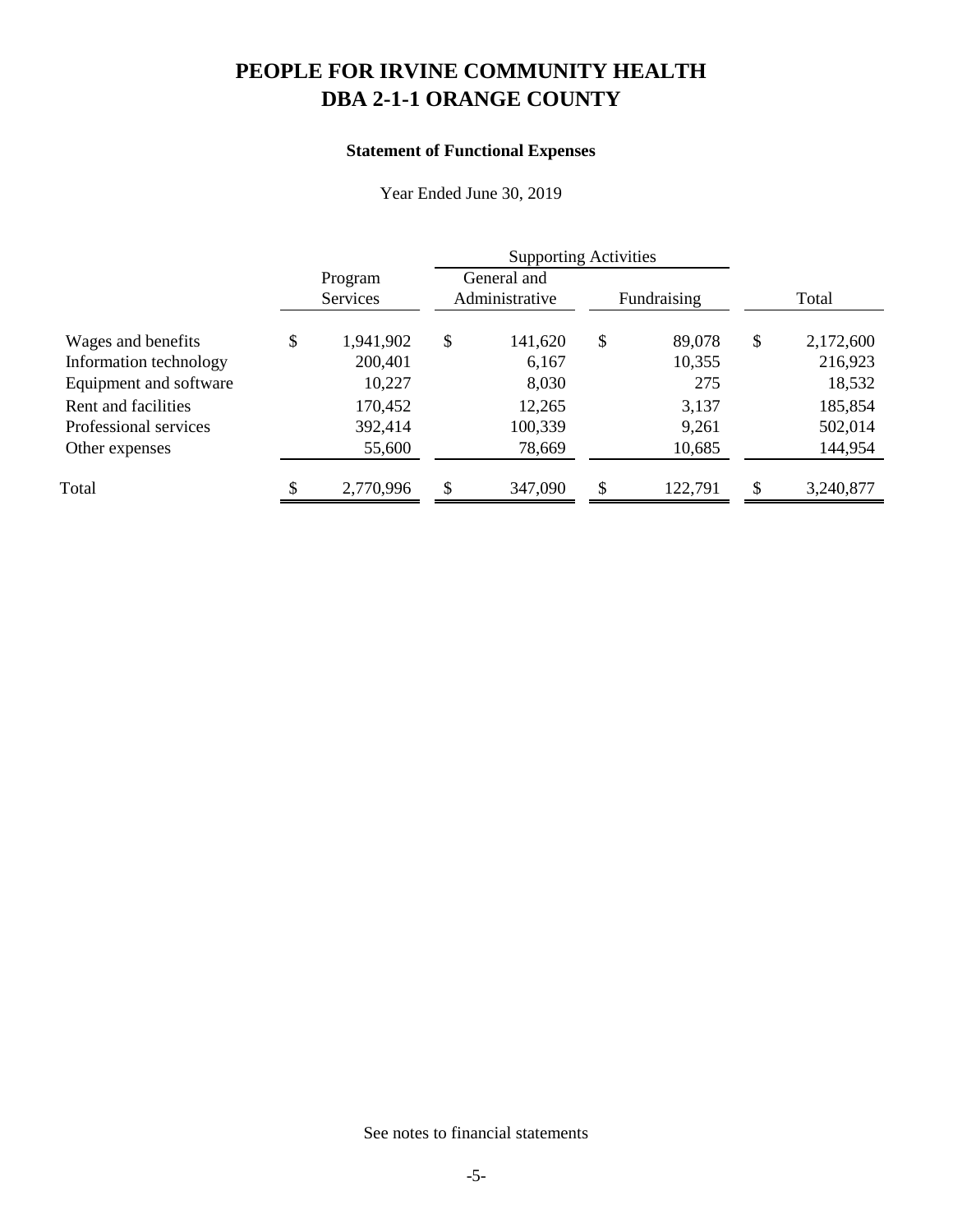# PEOPLE FOR IRVINE COMMUNITY HEALTH
# DBA 2-1-1 ORANGE COUNTY

### Statement of Functional Expenses

Year Ended June 30, 2019

| | Program Services | Supporting Activities | | Total |
|---|---|---|---|---|
| | | General and Administrative | Fundraising | |
| Wages and benefits | $ 1,941,902 | $ 141,620 | $ 89,078 | $ 2,172,600 |
| Information technology | 200,401 | 6,167 | 10,355 | 216,923 |
| Equipment and software | 10,227 | 8,030 | 275 | 18,532 |
| Rent and facilities | 170,452 | 12,265 | 3,137 | 185,854 |
| Professional services | 392,414 | 100,339 | 9,261 | 502,014 |
| Other expenses | 55,600 | 78,669 | 10,685 | 144,954 |
| Total | $ 2,770,996 | $ 347,090 | $ 122,791 | $ 3,240,877 |

See notes to financial statements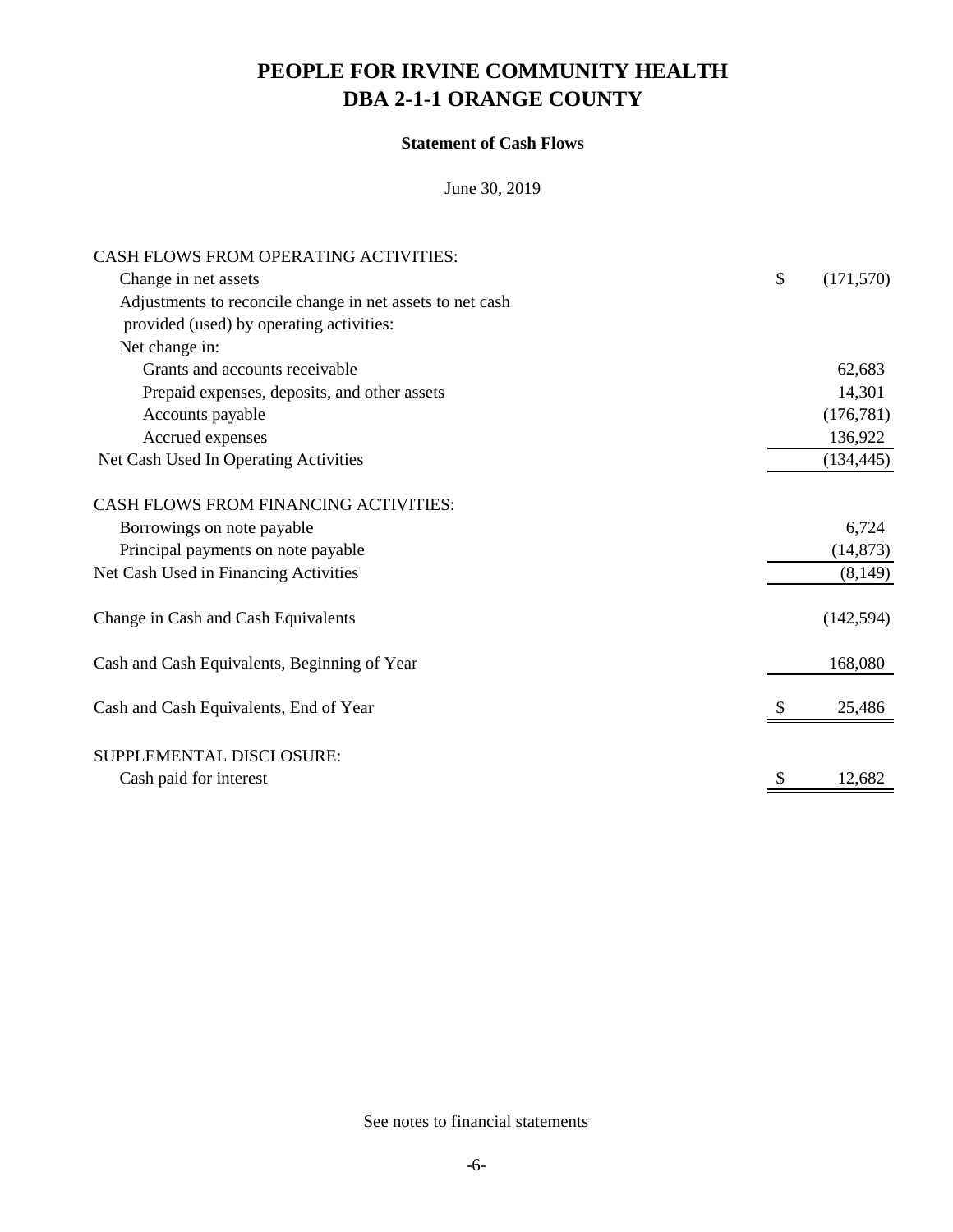# PEOPLE FOR IRVINE COMMUNITY HEALTH
# DBA 2-1-1 ORANGE COUNTY

### Statement of Cash Flows

June 30, 2019

| | |
|---|---|
| CASH FLOWS FROM OPERATING ACTIVITIES: | |
| Change in net assets | $ (171,570) |
| Adjustments to reconcile change in net assets to net cash provided (used) by operating activities: | |
| Net change in: | |
| Grants and accounts receivable | 62,683 |
| Prepaid expenses, deposits, and other assets | 14,301 |
| Accounts payable | (176,781) |
| Accrued expenses | 136,922 |
| Net Cash Used In Operating Activities | (134,445) |
| CASH FLOWS FROM FINANCING ACTIVITIES: | |
| Borrowings on note payable | 6,724 |
| Principal payments on note payable | (14,873) |
| Net Cash Used in Financing Activities | (8,149) |
| Change in Cash and Cash Equivalents | (142,594) |
| Cash and Cash Equivalents, Beginning of Year | 168,080 |
| Cash and Cash Equivalents, End of Year | $ 25,486 |
| SUPPLEMENTAL DISCLOSURE: | |
| Cash paid for interest | $ 12,682 |

See notes to financial statements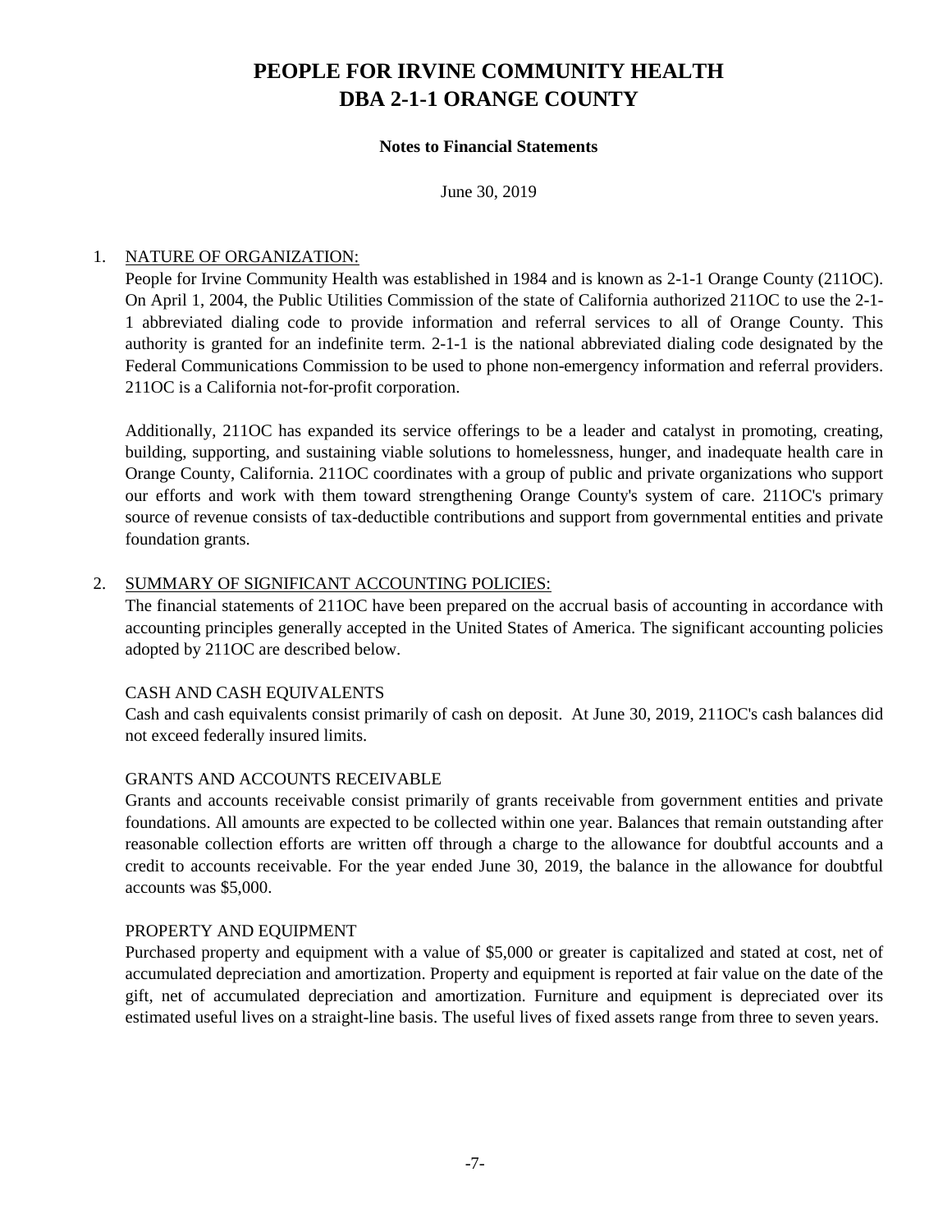# PEOPLE FOR IRVINE COMMUNITY HEALTH
# DBA 2-1-1 ORANGE COUNTY

**Notes to Financial Statements**

June 30, 2019

1. NATURE OF ORGANIZATION:

   People for Irvine Community Health was established in 1984 and is known as 2-1-1 Orange County (211OC). On April 1, 2004, the Public Utilities Commission of the state of California authorized 211OC to use the 2-1-1 abbreviated dialing code to provide information and referral services to all of Orange County. This authority is granted for an indefinite term. 2-1-1 is the national abbreviated dialing code designated by the Federal Communications Commission to be used to phone non-emergency information and referral providers. 211OC is a California not-for-profit corporation.

   Additionally, 211OC has expanded its service offerings to be a leader and catalyst in promoting, creating, building, supporting, and sustaining viable solutions to homelessness, hunger, and inadequate health care in Orange County, California. 211OC coordinates with a group of public and private organizations who support our efforts and work with them toward strengthening Orange County's system of care. 211OC's primary source of revenue consists of tax-deductible contributions and support from governmental entities and private foundation grants.

2. SUMMARY OF SIGNIFICANT ACCOUNTING POLICIES:

   The financial statements of 211OC have been prepared on the accrual basis of accounting in accordance with accounting principles generally accepted in the United States of America. The significant accounting policies adopted by 211OC are described below.

   CASH AND CASH EQUIVALENTS

   Cash and cash equivalents consist primarily of cash on deposit. At June 30, 2019, 211OC's cash balances did not exceed federally insured limits.

   GRANTS AND ACCOUNTS RECEIVABLE

   Grants and accounts receivable consist primarily of grants receivable from government entities and private foundations. All amounts are expected to be collected within one year. Balances that remain outstanding after reasonable collection efforts are written off through a charge to the allowance for doubtful accounts and a credit to accounts receivable. For the year ended June 30, 2019, the balance in the allowance for doubtful accounts was $5,000.

   PROPERTY AND EQUIPMENT

   Purchased property and equipment with a value of $5,000 or greater is capitalized and stated at cost, net of accumulated depreciation and amortization. Property and equipment is reported at fair value on the date of the gift, net of accumulated depreciation and amortization. Furniture and equipment is depreciated over its estimated useful lives on a straight-line basis. The useful lives of fixed assets range from three to seven years.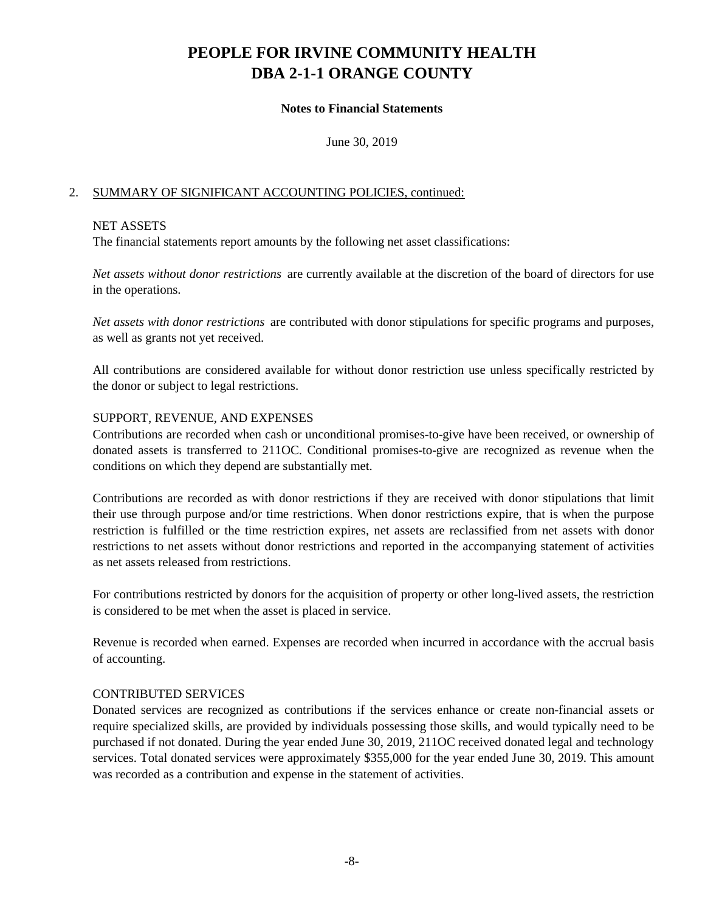# PEOPLE FOR IRVINE COMMUNITY HEALTH
# DBA 2-1-1 ORANGE COUNTY

**Notes to Financial Statements**

June 30, 2019

2. SUMMARY OF SIGNIFICANT ACCOUNTING POLICIES, continued:

NET ASSETS

The financial statements report amounts by the following net asset classifications:

*Net assets without donor restrictions* are currently available at the discretion of the board of directors for use in the operations.

*Net assets with donor restrictions* are contributed with donor stipulations for specific programs and purposes, as well as grants not yet received.

All contributions are considered available for without donor restriction use unless specifically restricted by the donor or subject to legal restrictions.

SUPPORT, REVENUE, AND EXPENSES

Contributions are recorded when cash or unconditional promises-to-give have been received, or ownership of donated assets is transferred to 211OC. Conditional promises-to-give are recognized as revenue when the conditions on which they depend are substantially met.

Contributions are recorded as with donor restrictions if they are received with donor stipulations that limit their use through purpose and/or time restrictions. When donor restrictions expire, that is when the purpose restriction is fulfilled or the time restriction expires, net assets are reclassified from net assets with donor restrictions to net assets without donor restrictions and reported in the accompanying statement of activities as net assets released from restrictions.

For contributions restricted by donors for the acquisition of property or other long-lived assets, the restriction is considered to be met when the asset is placed in service.

Revenue is recorded when earned. Expenses are recorded when incurred in accordance with the accrual basis of accounting.

CONTRIBUTED SERVICES

Donated services are recognized as contributions if the services enhance or create non-financial assets or require specialized skills, are provided by individuals possessing those skills, and would typically need to be purchased if not donated. During the year ended June 30, 2019, 211OC received donated legal and technology services. Total donated services were approximately $355,000 for the year ended June 30, 2019. This amount was recorded as a contribution and expense in the statement of activities.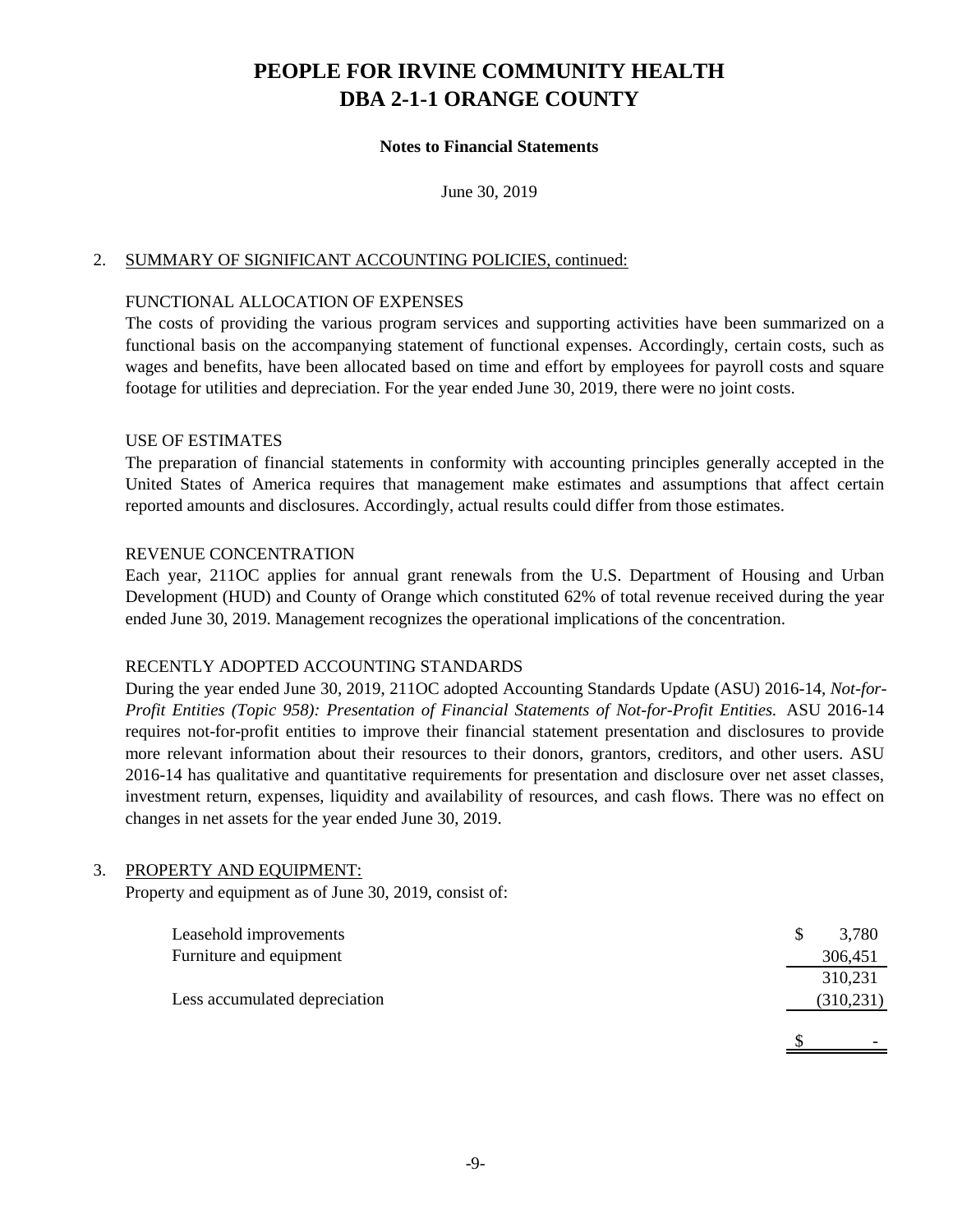# PEOPLE FOR IRVINE COMMUNITY HEALTH
# DBA 2-1-1 ORANGE COUNTY

**Notes to Financial Statements**

June 30, 2019

2. SUMMARY OF SIGNIFICANT ACCOUNTING POLICIES, continued:

FUNCTIONAL ALLOCATION OF EXPENSES

The costs of providing the various program services and supporting activities have been summarized on a functional basis on the accompanying statement of functional expenses. Accordingly, certain costs, such as wages and benefits, have been allocated based on time and effort by employees for payroll costs and square footage for utilities and depreciation. For the year ended June 30, 2019, there were no joint costs.

USE OF ESTIMATES

The preparation of financial statements in conformity with accounting principles generally accepted in the United States of America requires that management make estimates and assumptions that affect certain reported amounts and disclosures. Accordingly, actual results could differ from those estimates.

REVENUE CONCENTRATION

Each year, 211OC applies for annual grant renewals from the U.S. Department of Housing and Urban Development (HUD) and County of Orange which constituted 62% of total revenue received during the year ended June 30, 2019. Management recognizes the operational implications of the concentration.

RECENTLY ADOPTED ACCOUNTING STANDARDS

During the year ended June 30, 2019, 211OC adopted Accounting Standards Update (ASU) 2016-14, *Not-for-Profit Entities (Topic 958): Presentation of Financial Statements of Not-for-Profit Entities.* ASU 2016-14 requires not-for-profit entities to improve their financial statement presentation and disclosures to provide more relevant information about their resources to their donors, grantors, creditors, and other users. ASU 2016-14 has qualitative and quantitative requirements for presentation and disclosure over net asset classes, investment return, expenses, liquidity and availability of resources, and cash flows. There was no effect on changes in net assets for the year ended June 30, 2019.

3. PROPERTY AND EQUIPMENT:

Property and equipment as of June 30, 2019, consist of:

| | |
|---|---|
| Leasehold improvements | $ 3,780 |
| Furniture and equipment | 306,451 |
| | 310,231 |
| Less accumulated depreciation | (310,231) |
| | $ - |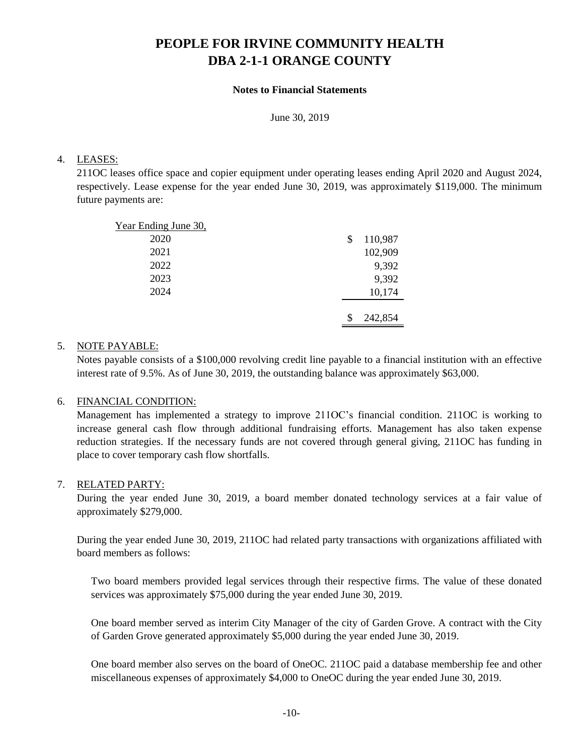# PEOPLE FOR IRVINE COMMUNITY HEALTH
# DBA 2-1-1 ORANGE COUNTY

**Notes to Financial Statements**

June 30, 2019

4. LEASES:

211OC leases office space and copier equipment under operating leases ending April 2020 and August 2024, respectively. Lease expense for the year ended June 30, 2019, was approximately $119,000. The minimum future payments are:

| Year Ending June 30, | |
|---|---|
| 2020 | $ 110,987 |
| 2021 | 102,909 |
| 2022 | 9,392 |
| 2023 | 9,392 |
| 2024 | 10,174 |
| | $ 242,854 |

5. NOTE PAYABLE:

Notes payable consists of a $100,000 revolving credit line payable to a financial institution with an effective interest rate of 9.5%. As of June 30, 2019, the outstanding balance was approximately $63,000.

6. FINANCIAL CONDITION:

Management has implemented a strategy to improve 211OC's financial condition. 211OC is working to increase general cash flow through additional fundraising efforts. Management has also taken expense reduction strategies. If the necessary funds are not covered through general giving, 211OC has funding in place to cover temporary cash flow shortfalls.

7. RELATED PARTY:

During the year ended June 30, 2019, a board member donated technology services at a fair value of approximately $279,000.

During the year ended June 30, 2019, 211OC had related party transactions with organizations affiliated with board members as follows:

Two board members provided legal services through their respective firms. The value of these donated services was approximately $75,000 during the year ended June 30, 2019.

One board member served as interim City Manager of the city of Garden Grove. A contract with the City of Garden Grove generated approximately $5,000 during the year ended June 30, 2019.

One board member also serves on the board of OneOC. 211OC paid a database membership fee and other miscellaneous expenses of approximately $4,000 to OneOC during the year ended June 30, 2019.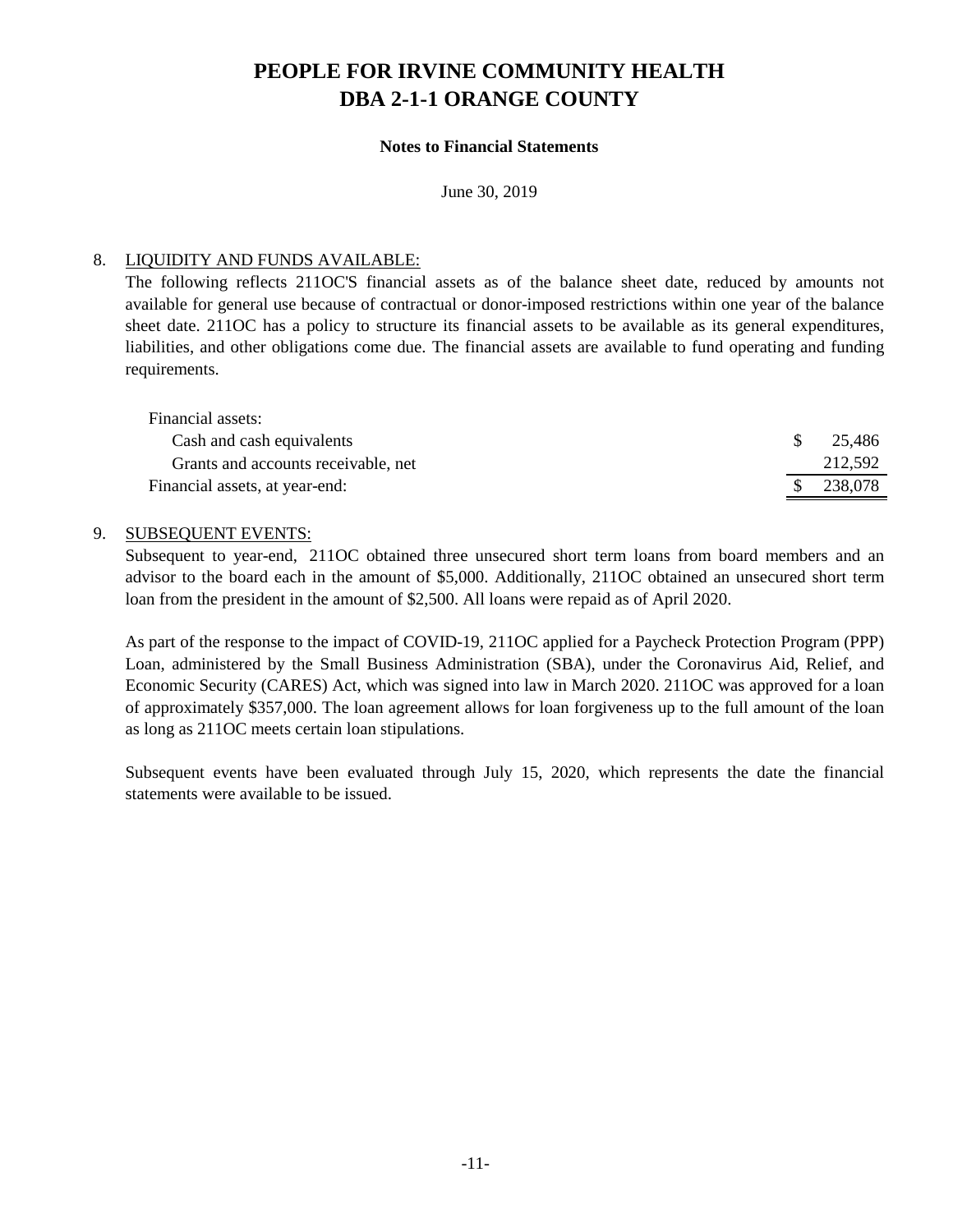# PEOPLE FOR IRVINE COMMUNITY HEALTH
# DBA 2-1-1 ORANGE COUNTY

**Notes to Financial Statements**

June 30, 2019

8. LIQUIDITY AND FUNDS AVAILABLE:

The following reflects 211OC'S financial assets as of the balance sheet date, reduced by amounts not available for general use because of contractual or donor-imposed restrictions within one year of the balance sheet date. 211OC has a policy to structure its financial assets to be available as its general expenditures, liabilities, and other obligations come due. The financial assets are available to fund operating and funding requirements.

| | |
|---|---|
| Financial assets: | |
| Cash and cash equivalents | $ 25,486 |
| Grants and accounts receivable, net | 212,592 |
| Financial assets, at year-end: | $ 238,078 |

9. SUBSEQUENT EVENTS:

Subsequent to year-end, 211OC obtained three unsecured short term loans from board members and an advisor to the board each in the amount of $5,000. Additionally, 211OC obtained an unsecured short term loan from the president in the amount of $2,500. All loans were repaid as of April 2020.

As part of the response to the impact of COVID-19, 211OC applied for a Paycheck Protection Program (PPP) Loan, administered by the Small Business Administration (SBA), under the Coronavirus Aid, Relief, and Economic Security (CARES) Act, which was signed into law in March 2020. 211OC was approved for a loan of approximately $357,000. The loan agreement allows for loan forgiveness up to the full amount of the loan as long as 211OC meets certain loan stipulations.

Subsequent events have been evaluated through July 15, 2020, which represents the date the financial statements were available to be issued.